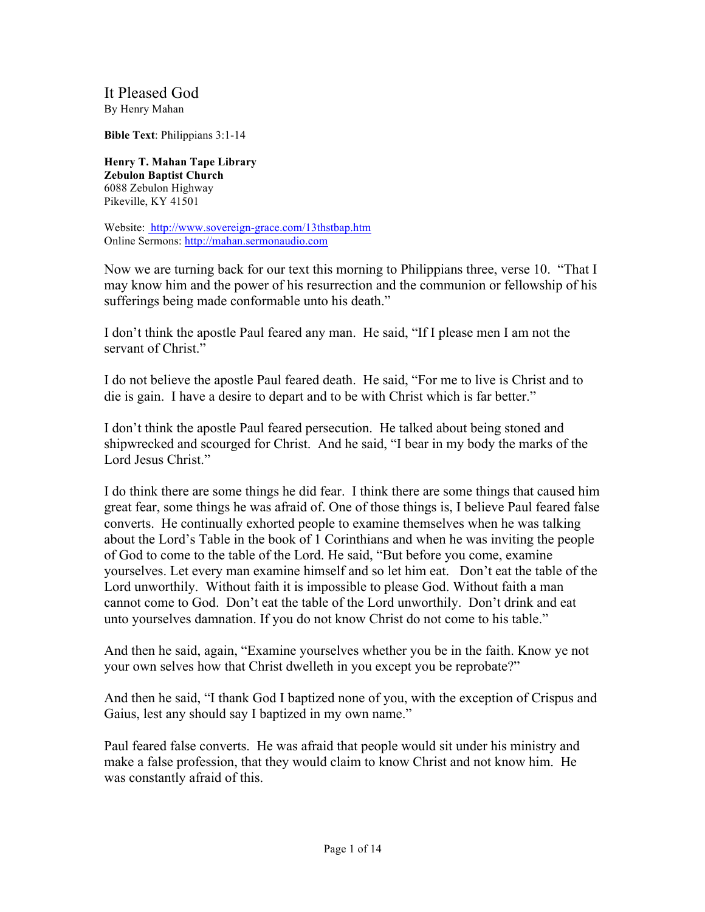# It Pleased God

By Henry Mahan

**Bible Text**: Philippians 3:1-14

**Henry T. Mahan Tape Library**
**Zebulon Baptist Church**
6088 Zebulon Highway
Pikeville, KY 41501

Website: http://www.sovereign-grace.com/13thstbap.htm
Online Sermons: http://mahan.sermonaudio.com

Now we are turning back for our text this morning to Philippians three, verse 10. "That I may know him and the power of his resurrection and the communion or fellowship of his sufferings being made conformable unto his death."

I don't think the apostle Paul feared any man. He said, "If I please men I am not the servant of Christ."

I do not believe the apostle Paul feared death. He said, "For me to live is Christ and to die is gain. I have a desire to depart and to be with Christ which is far better."

I don't think the apostle Paul feared persecution. He talked about being stoned and shipwrecked and scourged for Christ. And he said, "I bear in my body the marks of the Lord Jesus Christ."

I do think there are some things he did fear. I think there are some things that caused him great fear, some things he was afraid of. One of those things is, I believe Paul feared false converts. He continually exhorted people to examine themselves when he was talking about the Lord's Table in the book of 1 Corinthians and when he was inviting the people of God to come to the table of the Lord. He said, "But before you come, examine yourselves. Let every man examine himself and so let him eat. Don't eat the table of the Lord unworthily. Without faith it is impossible to please God. Without faith a man cannot come to God. Don't eat the table of the Lord unworthily. Don't drink and eat unto yourselves damnation. If you do not know Christ do not come to his table."

And then he said, again, "Examine yourselves whether you be in the faith. Know ye not your own selves how that Christ dwelleth in you except you be reprobate?"

And then he said, "I thank God I baptized none of you, with the exception of Crispus and Gaius, lest any should say I baptized in my own name."

Paul feared false converts. He was afraid that people would sit under his ministry and make a false profession, that they would claim to know Christ and not know him. He was constantly afraid of this.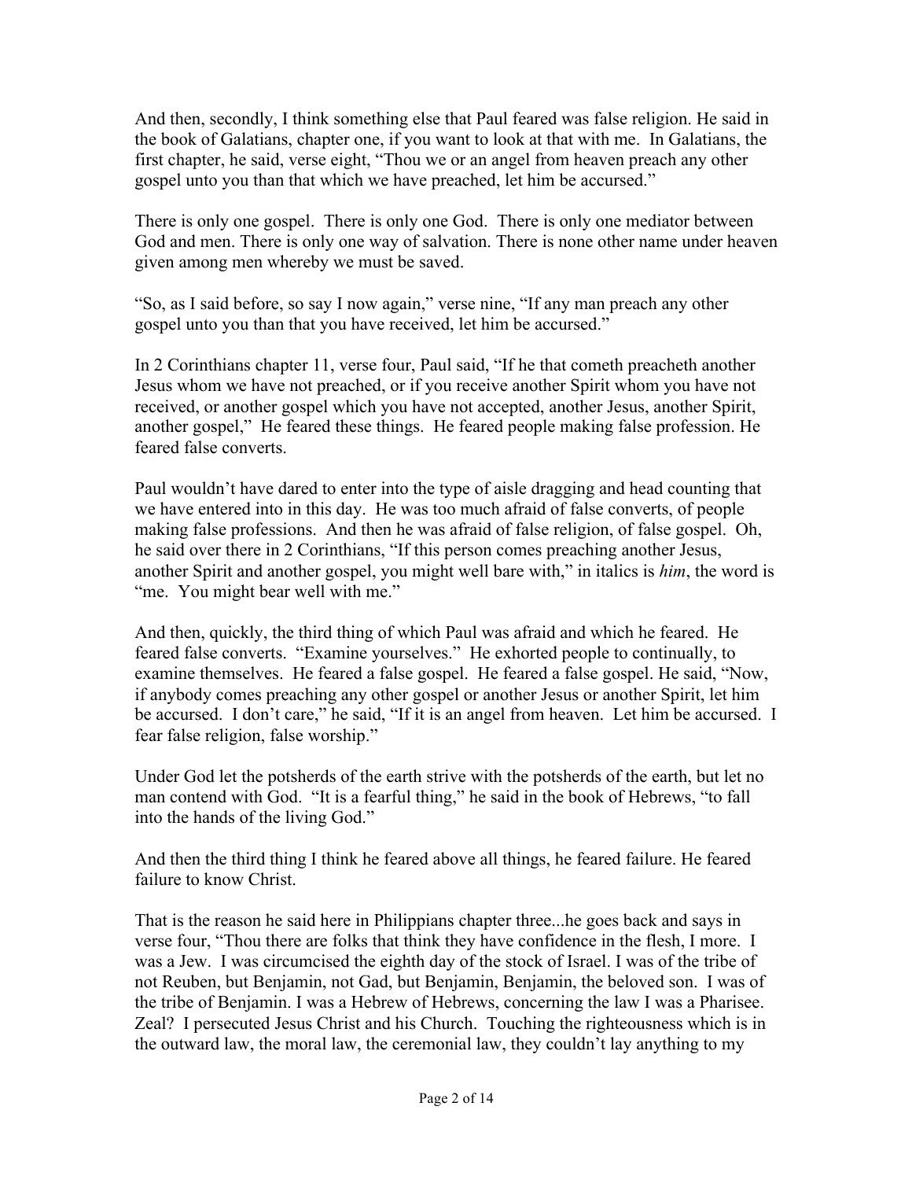And then, secondly, I think something else that Paul feared was false religion. He said in the book of Galatians, chapter one, if you want to look at that with me. In Galatians, the first chapter, he said, verse eight, "Thou we or an angel from heaven preach any other gospel unto you than that which we have preached, let him be accursed."

There is only one gospel. There is only one God. There is only one mediator between God and men. There is only one way of salvation. There is none other name under heaven given among men whereby we must be saved.

"So, as I said before, so say I now again," verse nine, "If any man preach any other gospel unto you than that you have received, let him be accursed."

In 2 Corinthians chapter 11, verse four, Paul said, "If he that cometh preacheth another Jesus whom we have not preached, or if you receive another Spirit whom you have not received, or another gospel which you have not accepted, another Jesus, another Spirit, another gospel," He feared these things. He feared people making false profession. He feared false converts.

Paul wouldn't have dared to enter into the type of aisle dragging and head counting that we have entered into in this day. He was too much afraid of false converts, of people making false professions. And then he was afraid of false religion, of false gospel. Oh, he said over there in 2 Corinthians, "If this person comes preaching another Jesus, another Spirit and another gospel, you might well bare with," in italics is *him*, the word is "me. You might bear well with me."

And then, quickly, the third thing of which Paul was afraid and which he feared. He feared false converts. "Examine yourselves." He exhorted people to continually, to examine themselves. He feared a false gospel. He feared a false gospel. He said, "Now, if anybody comes preaching any other gospel or another Jesus or another Spirit, let him be accursed. I don't care," he said, "If it is an angel from heaven. Let him be accursed. I fear false religion, false worship."

Under God let the potsherds of the earth strive with the potsherds of the earth, but let no man contend with God. "It is a fearful thing," he said in the book of Hebrews, "to fall into the hands of the living God."

And then the third thing I think he feared above all things, he feared failure. He feared failure to know Christ.

That is the reason he said here in Philippians chapter three...he goes back and says in verse four, "Thou there are folks that think they have confidence in the flesh, I more. I was a Jew. I was circumcised the eighth day of the stock of Israel. I was of the tribe of not Reuben, but Benjamin, not Gad, but Benjamin, Benjamin, the beloved son. I was of the tribe of Benjamin. I was a Hebrew of Hebrews, concerning the law I was a Pharisee. Zeal? I persecuted Jesus Christ and his Church. Touching the righteousness which is in the outward law, the moral law, the ceremonial law, they couldn't lay anything to my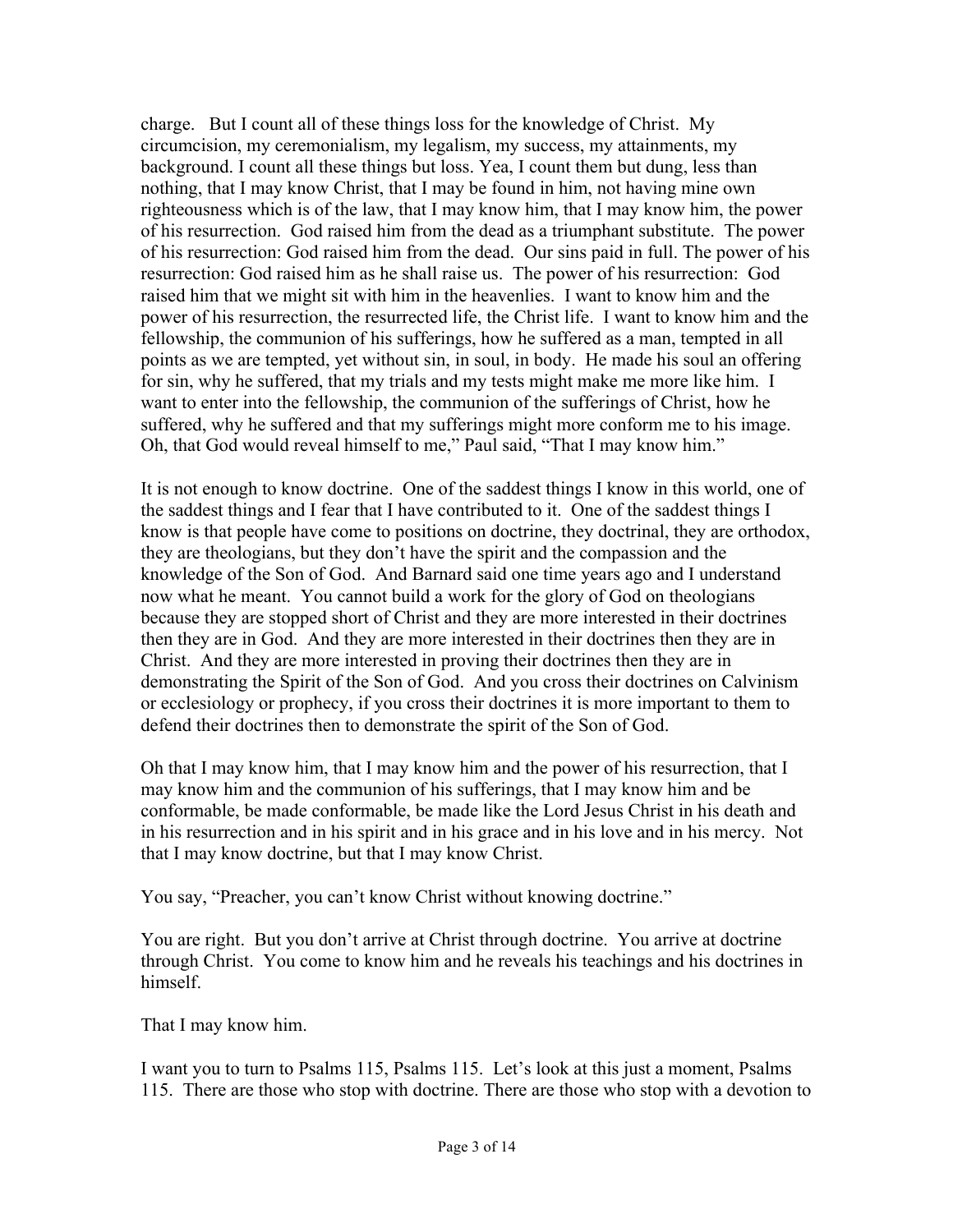charge. But I count all of these things loss for the knowledge of Christ. My circumcision, my ceremonialism, my legalism, my success, my attainments, my background. I count all these things but loss. Yea, I count them but dung, less than nothing, that I may know Christ, that I may be found in him, not having mine own righteousness which is of the law, that I may know him, that I may know him, the power of his resurrection. God raised him from the dead as a triumphant substitute. The power of his resurrection: God raised him from the dead. Our sins paid in full. The power of his resurrection: God raised him as he shall raise us. The power of his resurrection: God raised him that we might sit with him in the heavenlies. I want to know him and the power of his resurrection, the resurrected life, the Christ life. I want to know him and the fellowship, the communion of his sufferings, how he suffered as a man, tempted in all points as we are tempted, yet without sin, in soul, in body. He made his soul an offering for sin, why he suffered, that my trials and my tests might make me more like him. I want to enter into the fellowship, the communion of the sufferings of Christ, how he suffered, why he suffered and that my sufferings might more conform me to his image. Oh, that God would reveal himself to me," Paul said, "That I may know him."

It is not enough to know doctrine. One of the saddest things I know in this world, one of the saddest things and I fear that I have contributed to it. One of the saddest things I know is that people have come to positions on doctrine, they doctrinal, they are orthodox, they are theologians, but they don't have the spirit and the compassion and the knowledge of the Son of God. And Barnard said one time years ago and I understand now what he meant. You cannot build a work for the glory of God on theologians because they are stopped short of Christ and they are more interested in their doctrines then they are in God. And they are more interested in their doctrines then they are in Christ. And they are more interested in proving their doctrines then they are in demonstrating the Spirit of the Son of God. And you cross their doctrines on Calvinism or ecclesiology or prophecy, if you cross their doctrines it is more important to them to defend their doctrines then to demonstrate the spirit of the Son of God.

Oh that I may know him, that I may know him and the power of his resurrection, that I may know him and the communion of his sufferings, that I may know him and be conformable, be made conformable, be made like the Lord Jesus Christ in his death and in his resurrection and in his spirit and in his grace and in his love and in his mercy. Not that I may know doctrine, but that I may know Christ.

You say, "Preacher, you can't know Christ without knowing doctrine."

You are right. But you don't arrive at Christ through doctrine. You arrive at doctrine through Christ. You come to know him and he reveals his teachings and his doctrines in himself.

That I may know him.

I want you to turn to Psalms 115, Psalms 115. Let's look at this just a moment, Psalms 115. There are those who stop with doctrine. There are those who stop with a devotion to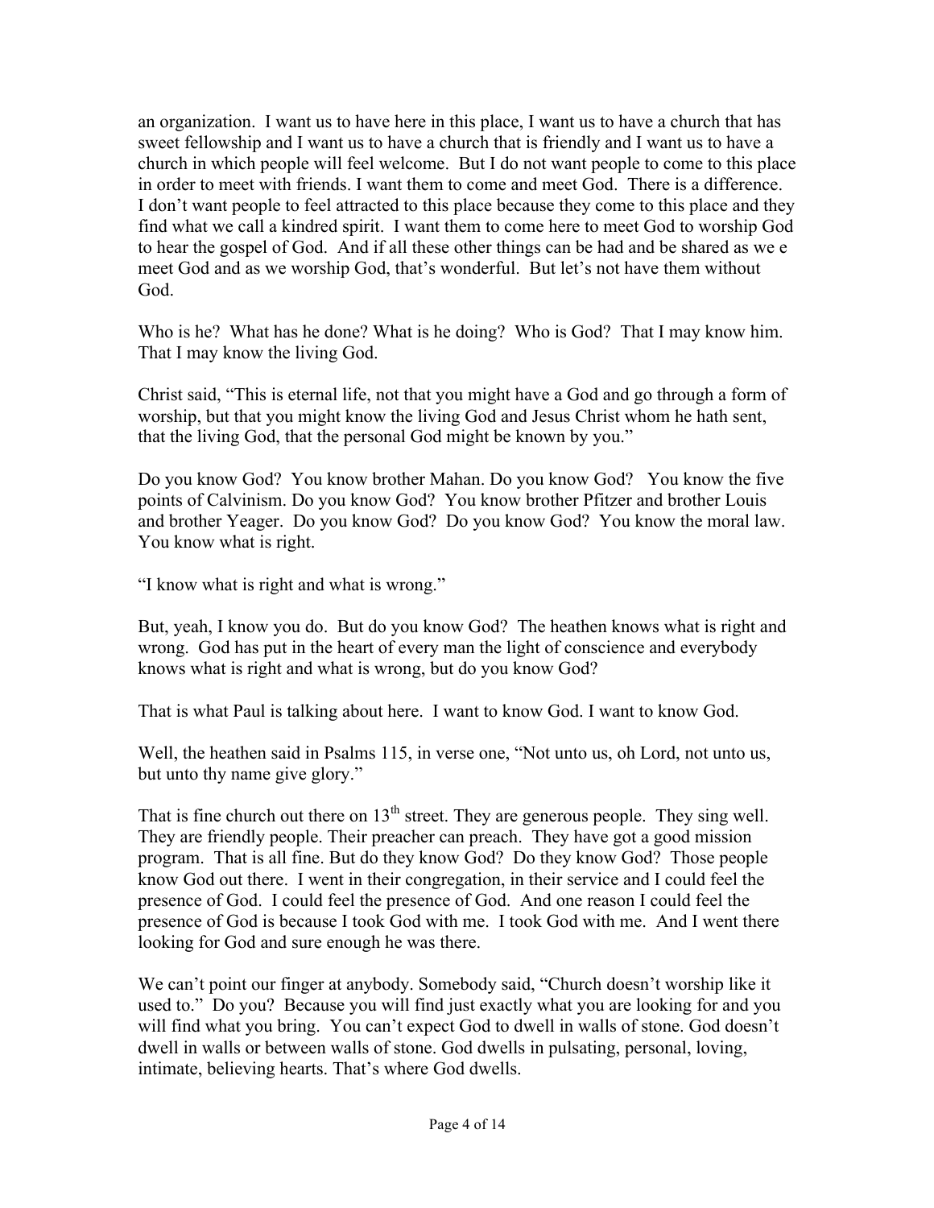an organization. I want us to have here in this place, I want us to have a church that has sweet fellowship and I want us to have a church that is friendly and I want us to have a church in which people will feel welcome. But I do not want people to come to this place in order to meet with friends. I want them to come and meet God. There is a difference. I don't want people to feel attracted to this place because they come to this place and they find what we call a kindred spirit. I want them to come here to meet God to worship God to hear the gospel of God. And if all these other things can be had and be shared as we e meet God and as we worship God, that's wonderful. But let's not have them without God.

Who is he? What has he done? What is he doing? Who is God? That I may know him. That I may know the living God.

Christ said, "This is eternal life, not that you might have a God and go through a form of worship, but that you might know the living God and Jesus Christ whom he hath sent, that the living God, that the personal God might be known by you."

Do you know God? You know brother Mahan. Do you know God? You know the five points of Calvinism. Do you know God? You know brother Pfitzer and brother Louis and brother Yeager. Do you know God? Do you know God? You know the moral law. You know what is right.

"I know what is right and what is wrong."

But, yeah, I know you do. But do you know God? The heathen knows what is right and wrong. God has put in the heart of every man the light of conscience and everybody knows what is right and what is wrong, but do you know God?

That is what Paul is talking about here. I want to know God. I want to know God.

Well, the heathen said in Psalms 115, in verse one, "Not unto us, oh Lord, not unto us, but unto thy name give glory."

That is fine church out there on 13th street. They are generous people. They sing well. They are friendly people. Their preacher can preach. They have got a good mission program. That is all fine. But do they know God? Do they know God? Those people know God out there. I went in their congregation, in their service and I could feel the presence of God. I could feel the presence of God. And one reason I could feel the presence of God is because I took God with me. I took God with me. And I went there looking for God and sure enough he was there.

We can't point our finger at anybody. Somebody said, "Church doesn't worship like it used to." Do you? Because you will find just exactly what you are looking for and you will find what you bring. You can't expect God to dwell in walls of stone. God doesn't dwell in walls or between walls of stone. God dwells in pulsating, personal, loving, intimate, believing hearts. That's where God dwells.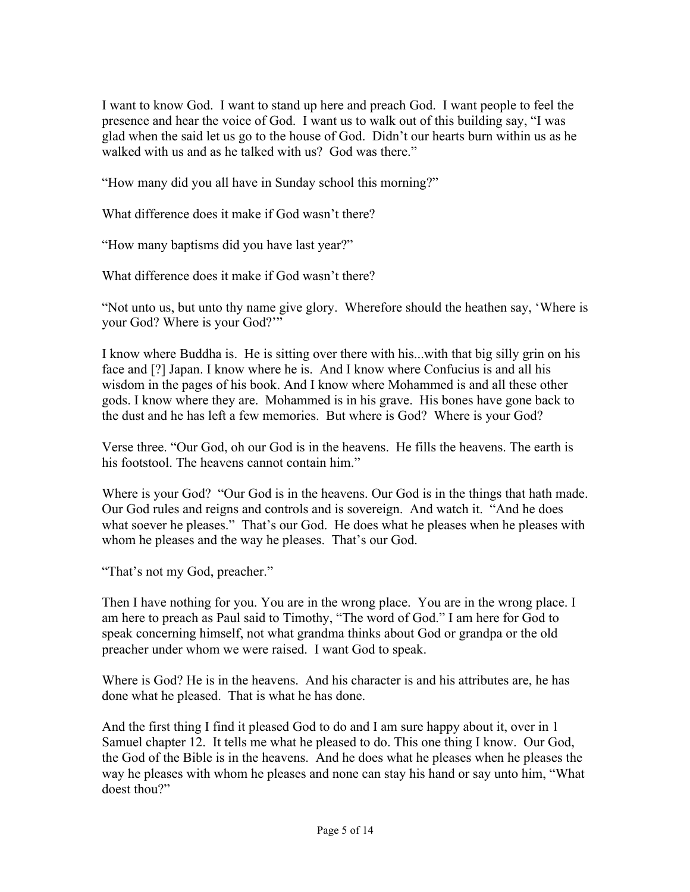I want to know God. I want to stand up here and preach God. I want people to feel the presence and hear the voice of God. I want us to walk out of this building say, "I was glad when the said let us go to the house of God. Didn't our hearts burn within us as he walked with us and as he talked with us? God was there."

"How many did you all have in Sunday school this morning?"

What difference does it make if God wasn't there?

"How many baptisms did you have last year?"

What difference does it make if God wasn't there?

"Not unto us, but unto thy name give glory. Wherefore should the heathen say, 'Where is your God? Where is your God?'"

I know where Buddha is. He is sitting over there with his...with that big silly grin on his face and [?] Japan. I know where he is. And I know where Confucius is and all his wisdom in the pages of his book. And I know where Mohammed is and all these other gods. I know where they are. Mohammed is in his grave. His bones have gone back to the dust and he has left a few memories. But where is God? Where is your God?

Verse three. "Our God, oh our God is in the heavens. He fills the heavens. The earth is his footstool. The heavens cannot contain him."

Where is your God? "Our God is in the heavens. Our God is in the things that hath made. Our God rules and reigns and controls and is sovereign. And watch it. "And he does what soever he pleases." That's our God. He does what he pleases when he pleases with whom he pleases and the way he pleases. That's our God.

"That's not my God, preacher."

Then I have nothing for you. You are in the wrong place. You are in the wrong place. I am here to preach as Paul said to Timothy, "The word of God." I am here for God to speak concerning himself, not what grandma thinks about God or grandpa or the old preacher under whom we were raised. I want God to speak.

Where is God? He is in the heavens. And his character is and his attributes are, he has done what he pleased. That is what he has done.

And the first thing I find it pleased God to do and I am sure happy about it, over in 1 Samuel chapter 12. It tells me what he pleased to do. This one thing I know. Our God, the God of the Bible is in the heavens. And he does what he pleases when he pleases the way he pleases with whom he pleases and none can stay his hand or say unto him, "What doest thou?"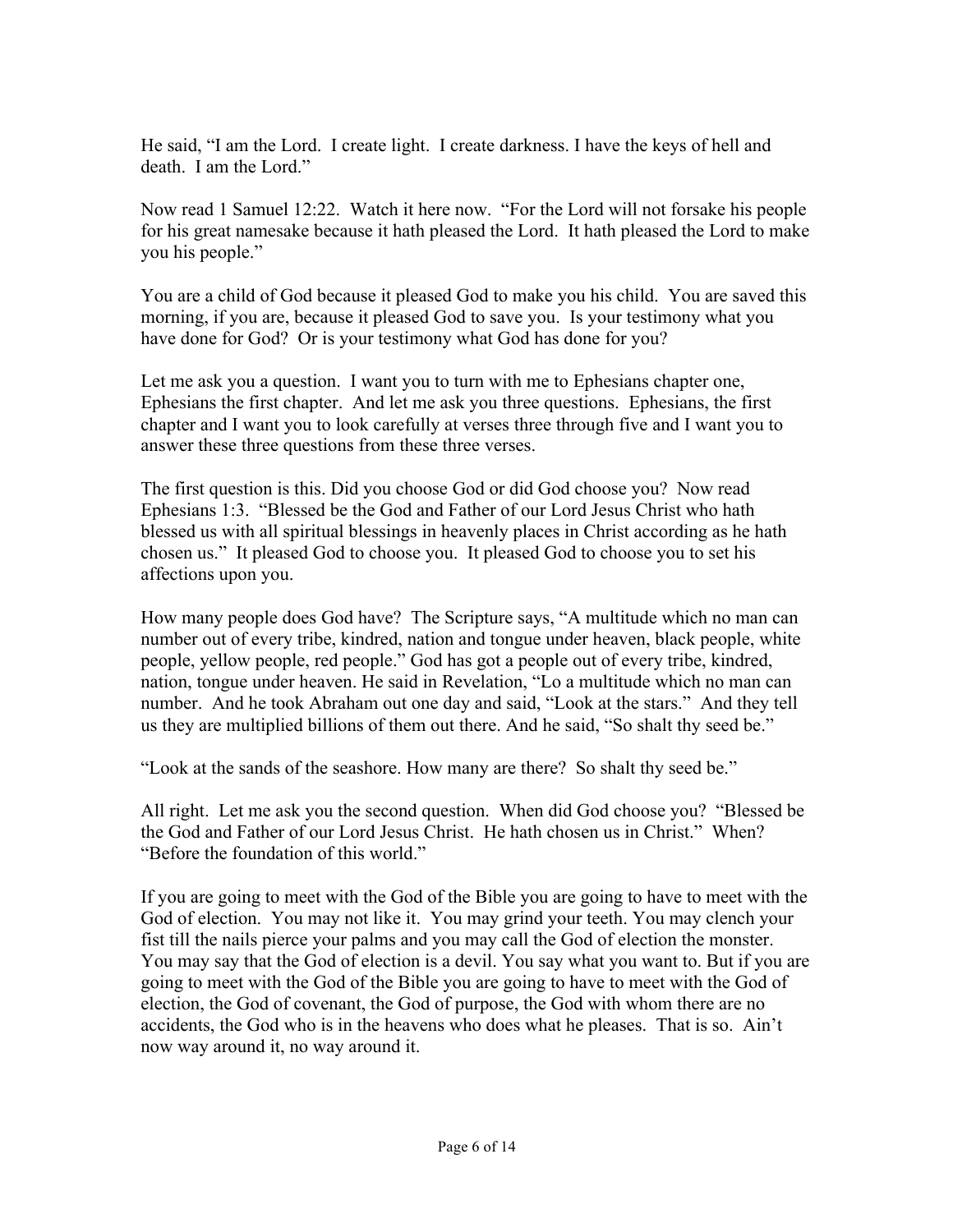He said, "I am the Lord. I create light. I create darkness. I have the keys of hell and death. I am the Lord."

Now read 1 Samuel 12:22. Watch it here now. "For the Lord will not forsake his people for his great namesake because it hath pleased the Lord. It hath pleased the Lord to make you his people."

You are a child of God because it pleased God to make you his child. You are saved this morning, if you are, because it pleased God to save you. Is your testimony what you have done for God? Or is your testimony what God has done for you?

Let me ask you a question. I want you to turn with me to Ephesians chapter one, Ephesians the first chapter. And let me ask you three questions. Ephesians, the first chapter and I want you to look carefully at verses three through five and I want you to answer these three questions from these three verses.

The first question is this. Did you choose God or did God choose you? Now read Ephesians 1:3. "Blessed be the God and Father of our Lord Jesus Christ who hath blessed us with all spiritual blessings in heavenly places in Christ according as he hath chosen us." It pleased God to choose you. It pleased God to choose you to set his affections upon you.

How many people does God have? The Scripture says, "A multitude which no man can number out of every tribe, kindred, nation and tongue under heaven, black people, white people, yellow people, red people." God has got a people out of every tribe, kindred, nation, tongue under heaven. He said in Revelation, "Lo a multitude which no man can number. And he took Abraham out one day and said, "Look at the stars." And they tell us they are multiplied billions of them out there. And he said, "So shalt thy seed be."

"Look at the sands of the seashore. How many are there? So shalt thy seed be."

All right. Let me ask you the second question. When did God choose you? "Blessed be the God and Father of our Lord Jesus Christ. He hath chosen us in Christ." When? "Before the foundation of this world."

If you are going to meet with the God of the Bible you are going to have to meet with the God of election. You may not like it. You may grind your teeth. You may clench your fist till the nails pierce your palms and you may call the God of election the monster. You may say that the God of election is a devil. You say what you want to. But if you are going to meet with the God of the Bible you are going to have to meet with the God of election, the God of covenant, the God of purpose, the God with whom there are no accidents, the God who is in the heavens who does what he pleases. That is so. Ain't now way around it, no way around it.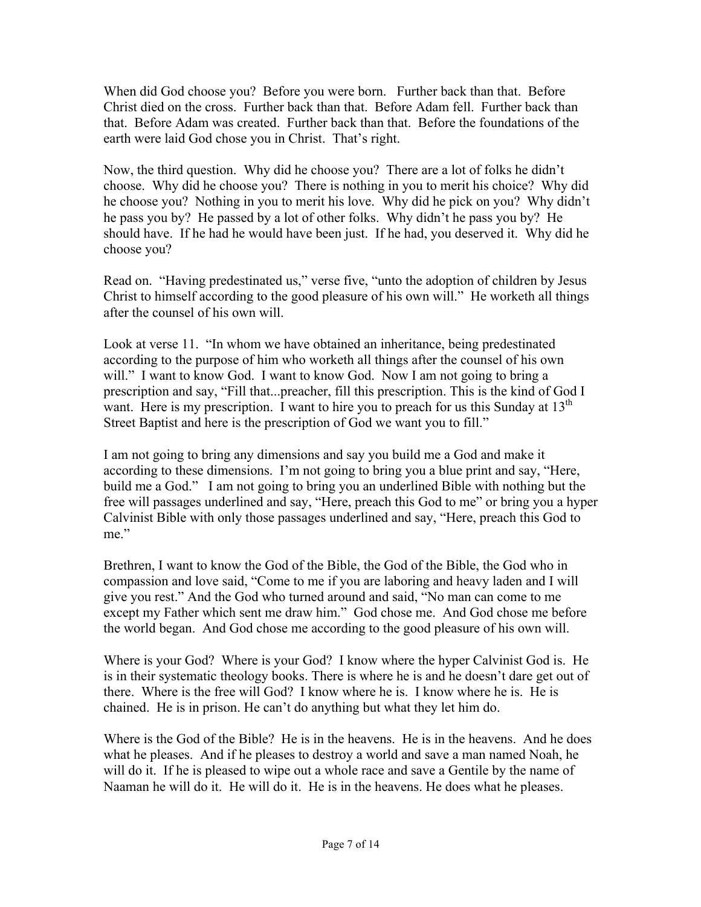When did God choose you? Before you were born. Further back than that. Before Christ died on the cross. Further back than that. Before Adam fell. Further back than that. Before Adam was created. Further back than that. Before the foundations of the earth were laid God chose you in Christ. That's right.

Now, the third question. Why did he choose you? There are a lot of folks he didn't choose. Why did he choose you? There is nothing in you to merit his choice? Why did he choose you? Nothing in you to merit his love. Why did he pick on you? Why didn't he pass you by? He passed by a lot of other folks. Why didn't he pass you by? He should have. If he had he would have been just. If he had, you deserved it. Why did he choose you?

Read on. "Having predestinated us," verse five, "unto the adoption of children by Jesus Christ to himself according to the good pleasure of his own will." He worketh all things after the counsel of his own will.

Look at verse 11. "In whom we have obtained an inheritance, being predestinated according to the purpose of him who worketh all things after the counsel of his own will." I want to know God. I want to know God. Now I am not going to bring a prescription and say, "Fill that...preacher, fill this prescription. This is the kind of God I want. Here is my prescription. I want to hire you to preach for us this Sunday at 13th Street Baptist and here is the prescription of God we want you to fill."

I am not going to bring any dimensions and say you build me a God and make it according to these dimensions. I'm not going to bring you a blue print and say, "Here, build me a God." I am not going to bring you an underlined Bible with nothing but the free will passages underlined and say, "Here, preach this God to me" or bring you a hyper Calvinist Bible with only those passages underlined and say, "Here, preach this God to me."

Brethren, I want to know the God of the Bible, the God of the Bible, the God who in compassion and love said, "Come to me if you are laboring and heavy laden and I will give you rest." And the God who turned around and said, "No man can come to me except my Father which sent me draw him." God chose me. And God chose me before the world began. And God chose me according to the good pleasure of his own will.

Where is your God? Where is your God? I know where the hyper Calvinist God is. He is in their systematic theology books. There is where he is and he doesn't dare get out of there. Where is the free will God? I know where he is. I know where he is. He is chained. He is in prison. He can't do anything but what they let him do.

Where is the God of the Bible? He is in the heavens. He is in the heavens. And he does what he pleases. And if he pleases to destroy a world and save a man named Noah, he will do it. If he is pleased to wipe out a whole race and save a Gentile by the name of Naaman he will do it. He will do it. He is in the heavens. He does what he pleases.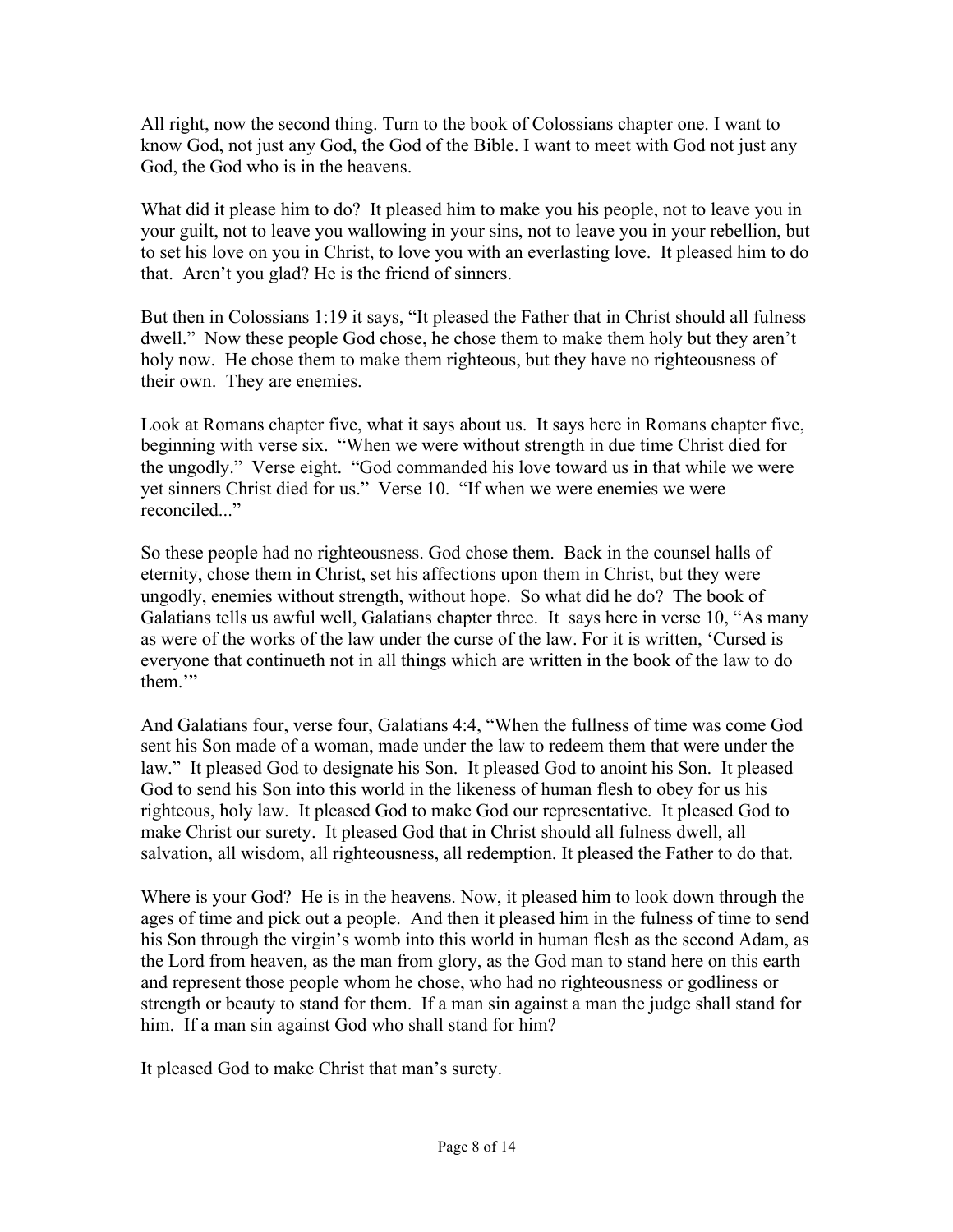All right, now the second thing. Turn to the book of Colossians chapter one. I want to know God, not just any God, the God of the Bible. I want to meet with God not just any God, the God who is in the heavens.

What did it please him to do? It pleased him to make you his people, not to leave you in your guilt, not to leave you wallowing in your sins, not to leave you in your rebellion, but to set his love on you in Christ, to love you with an everlasting love. It pleased him to do that. Aren't you glad? He is the friend of sinners.

But then in Colossians 1:19 it says, "It pleased the Father that in Christ should all fulness dwell." Now these people God chose, he chose them to make them holy but they aren't holy now. He chose them to make them righteous, but they have no righteousness of their own. They are enemies.

Look at Romans chapter five, what it says about us. It says here in Romans chapter five, beginning with verse six. "When we were without strength in due time Christ died for the ungodly." Verse eight. "God commanded his love toward us in that while we were yet sinners Christ died for us." Verse 10. "If when we were enemies we were reconciled..."

So these people had no righteousness. God chose them. Back in the counsel halls of eternity, chose them in Christ, set his affections upon them in Christ, but they were ungodly, enemies without strength, without hope. So what did he do? The book of Galatians tells us awful well, Galatians chapter three. It says here in verse 10, "As many as were of the works of the law under the curse of the law. For it is written, 'Cursed is everyone that continueth not in all things which are written in the book of the law to do them.'"

And Galatians four, verse four, Galatians 4:4, "When the fullness of time was come God sent his Son made of a woman, made under the law to redeem them that were under the law." It pleased God to designate his Son. It pleased God to anoint his Son. It pleased God to send his Son into this world in the likeness of human flesh to obey for us his righteous, holy law. It pleased God to make God our representative. It pleased God to make Christ our surety. It pleased God that in Christ should all fulness dwell, all salvation, all wisdom, all righteousness, all redemption. It pleased the Father to do that.

Where is your God? He is in the heavens. Now, it pleased him to look down through the ages of time and pick out a people. And then it pleased him in the fulness of time to send his Son through the virgin's womb into this world in human flesh as the second Adam, as the Lord from heaven, as the man from glory, as the God man to stand here on this earth and represent those people whom he chose, who had no righteousness or godliness or strength or beauty to stand for them. If a man sin against a man the judge shall stand for him. If a man sin against God who shall stand for him?

It pleased God to make Christ that man's surety.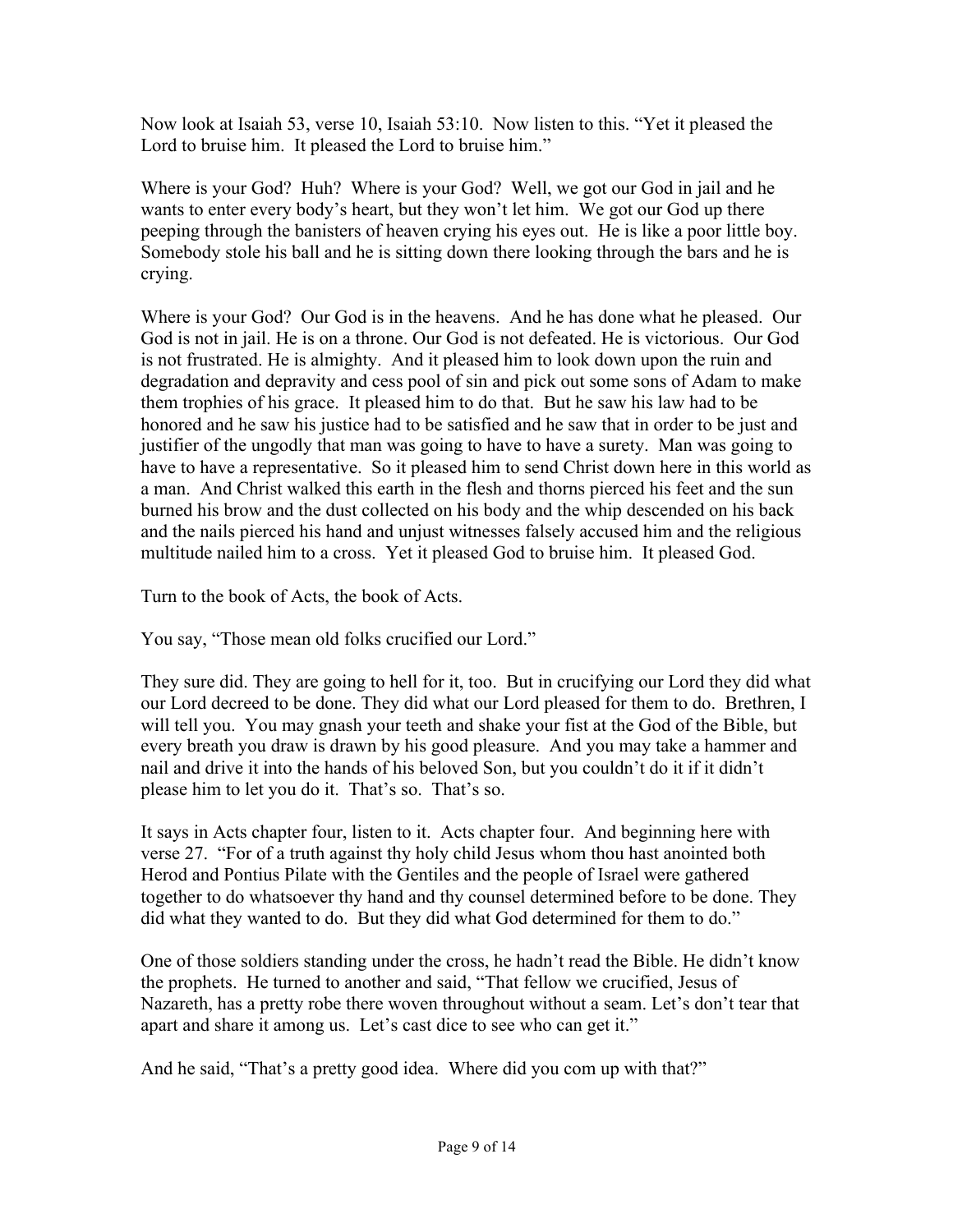Now look at Isaiah 53, verse 10, Isaiah 53:10. Now listen to this. “Yet it pleased the Lord to bruise him. It pleased the Lord to bruise him.”

Where is your God? Huh? Where is your God? Well, we got our God in jail and he wants to enter every body’s heart, but they won’t let him. We got our God up there peeping through the banisters of heaven crying his eyes out. He is like a poor little boy. Somebody stole his ball and he is sitting down there looking through the bars and he is crying.

Where is your God? Our God is in the heavens. And he has done what he pleased. Our God is not in jail. He is on a throne. Our God is not defeated. He is victorious. Our God is not frustrated. He is almighty. And it pleased him to look down upon the ruin and degradation and depravity and cess pool of sin and pick out some sons of Adam to make them trophies of his grace. It pleased him to do that. But he saw his law had to be honored and he saw his justice had to be satisfied and he saw that in order to be just and justifier of the ungodly that man was going to have to have a surety. Man was going to have to have a representative. So it pleased him to send Christ down here in this world as a man. And Christ walked this earth in the flesh and thorns pierced his feet and the sun burned his brow and the dust collected on his body and the whip descended on his back and the nails pierced his hand and unjust witnesses falsely accused him and the religious multitude nailed him to a cross. Yet it pleased God to bruise him. It pleased God.

Turn to the book of Acts, the book of Acts.

You say, “Those mean old folks crucified our Lord.”

They sure did. They are going to hell for it, too. But in crucifying our Lord they did what our Lord decreed to be done. They did what our Lord pleased for them to do. Brethren, I will tell you. You may gnash your teeth and shake your fist at the God of the Bible, but every breath you draw is drawn by his good pleasure. And you may take a hammer and nail and drive it into the hands of his beloved Son, but you couldn’t do it if it didn’t please him to let you do it. That’s so. That’s so.

It says in Acts chapter four, listen to it. Acts chapter four. And beginning here with verse 27. “For of a truth against thy holy child Jesus whom thou hast anointed both Herod and Pontius Pilate with the Gentiles and the people of Israel were gathered together to do whatsoever thy hand and thy counsel determined before to be done. They did what they wanted to do. But they did what God determined for them to do.”

One of those soldiers standing under the cross, he hadn’t read the Bible. He didn’t know the prophets. He turned to another and said, “That fellow we crucified, Jesus of Nazareth, has a pretty robe there woven throughout without a seam. Let’s don’t tear that apart and share it among us. Let’s cast dice to see who can get it.”

And he said, “That’s a pretty good idea. Where did you com up with that?”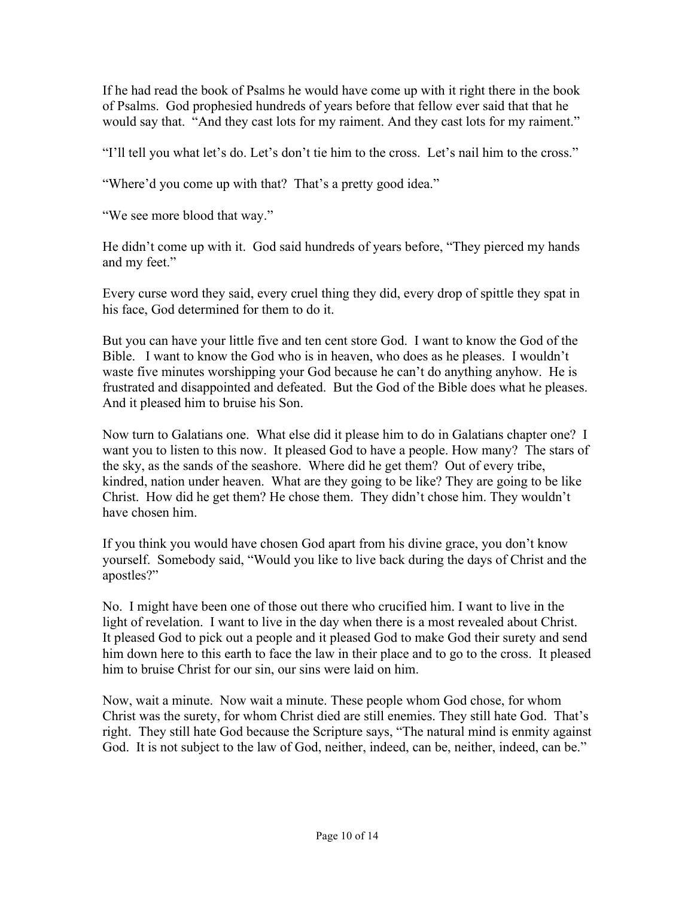If he had read the book of Psalms he would have come up with it right there in the book of Psalms. God prophesied hundreds of years before that fellow ever said that that he would say that. "And they cast lots for my raiment. And they cast lots for my raiment."

"I'll tell you what let's do. Let's don't tie him to the cross. Let's nail him to the cross."

"Where'd you come up with that? That's a pretty good idea."

"We see more blood that way."

He didn't come up with it. God said hundreds of years before, "They pierced my hands and my feet."

Every curse word they said, every cruel thing they did, every drop of spittle they spat in his face, God determined for them to do it.

But you can have your little five and ten cent store God. I want to know the God of the Bible. I want to know the God who is in heaven, who does as he pleases. I wouldn't waste five minutes worshipping your God because he can't do anything anyhow. He is frustrated and disappointed and defeated. But the God of the Bible does what he pleases. And it pleased him to bruise his Son.

Now turn to Galatians one. What else did it please him to do in Galatians chapter one? I want you to listen to this now. It pleased God to have a people. How many? The stars of the sky, as the sands of the seashore. Where did he get them? Out of every tribe, kindred, nation under heaven. What are they going to be like? They are going to be like Christ. How did he get them? He chose them. They didn't chose him. They wouldn't have chosen him.

If you think you would have chosen God apart from his divine grace, you don't know yourself. Somebody said, "Would you like to live back during the days of Christ and the apostles?"

No. I might have been one of those out there who crucified him. I want to live in the light of revelation. I want to live in the day when there is a most revealed about Christ. It pleased God to pick out a people and it pleased God to make God their surety and send him down here to this earth to face the law in their place and to go to the cross. It pleased him to bruise Christ for our sin, our sins were laid on him.

Now, wait a minute. Now wait a minute. These people whom God chose, for whom Christ was the surety, for whom Christ died are still enemies. They still hate God. That's right. They still hate God because the Scripture says, "The natural mind is enmity against God. It is not subject to the law of God, neither, indeed, can be, neither, indeed, can be."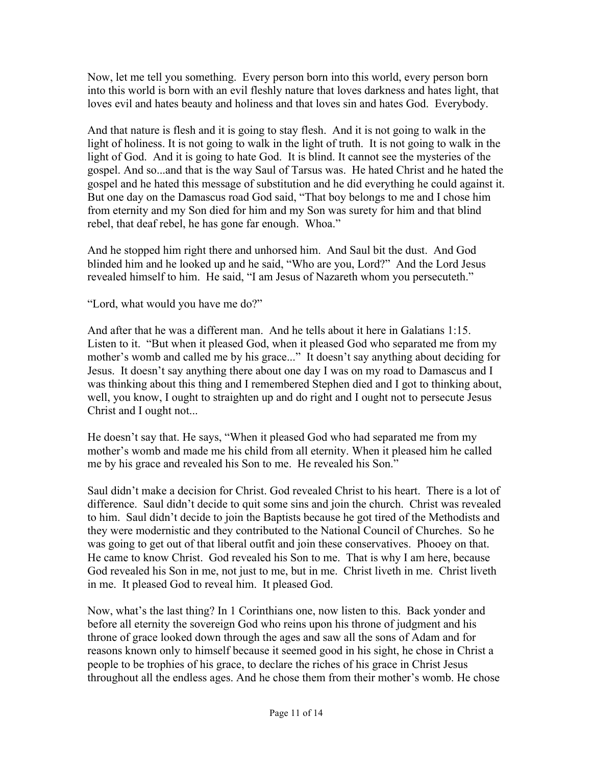Now, let me tell you something. Every person born into this world, every person born into this world is born with an evil fleshly nature that loves darkness and hates light, that loves evil and hates beauty and holiness and that loves sin and hates God. Everybody.

And that nature is flesh and it is going to stay flesh. And it is not going to walk in the light of holiness. It is not going to walk in the light of truth. It is not going to walk in the light of God. And it is going to hate God. It is blind. It cannot see the mysteries of the gospel. And so...and that is the way Saul of Tarsus was. He hated Christ and he hated the gospel and he hated this message of substitution and he did everything he could against it. But one day on the Damascus road God said, "That boy belongs to me and I chose him from eternity and my Son died for him and my Son was surety for him and that blind rebel, that deaf rebel, he has gone far enough. Whoa."

And he stopped him right there and unhorsed him. And Saul bit the dust. And God blinded him and he looked up and he said, "Who are you, Lord?" And the Lord Jesus revealed himself to him. He said, "I am Jesus of Nazareth whom you persecuteth."

"Lord, what would you have me do?"

And after that he was a different man. And he tells about it here in Galatians 1:15. Listen to it. "But when it pleased God, when it pleased God who separated me from my mother's womb and called me by his grace..." It doesn't say anything about deciding for Jesus. It doesn't say anything there about one day I was on my road to Damascus and I was thinking about this thing and I remembered Stephen died and I got to thinking about, well, you know, I ought to straighten up and do right and I ought not to persecute Jesus Christ and I ought not...

He doesn't say that. He says, "When it pleased God who had separated me from my mother's womb and made me his child from all eternity. When it pleased him he called me by his grace and revealed his Son to me. He revealed his Son."

Saul didn't make a decision for Christ. God revealed Christ to his heart. There is a lot of difference. Saul didn't decide to quit some sins and join the church. Christ was revealed to him. Saul didn't decide to join the Baptists because he got tired of the Methodists and they were modernistic and they contributed to the National Council of Churches. So he was going to get out of that liberal outfit and join these conservatives. Phooey on that. He came to know Christ. God revealed his Son to me. That is why I am here, because God revealed his Son in me, not just to me, but in me. Christ liveth in me. Christ liveth in me. It pleased God to reveal him. It pleased God.

Now, what's the last thing? In 1 Corinthians one, now listen to this. Back yonder and before all eternity the sovereign God who reins upon his throne of judgment and his throne of grace looked down through the ages and saw all the sons of Adam and for reasons known only to himself because it seemed good in his sight, he chose in Christ a people to be trophies of his grace, to declare the riches of his grace in Christ Jesus throughout all the endless ages. And he chose them from their mother's womb. He chose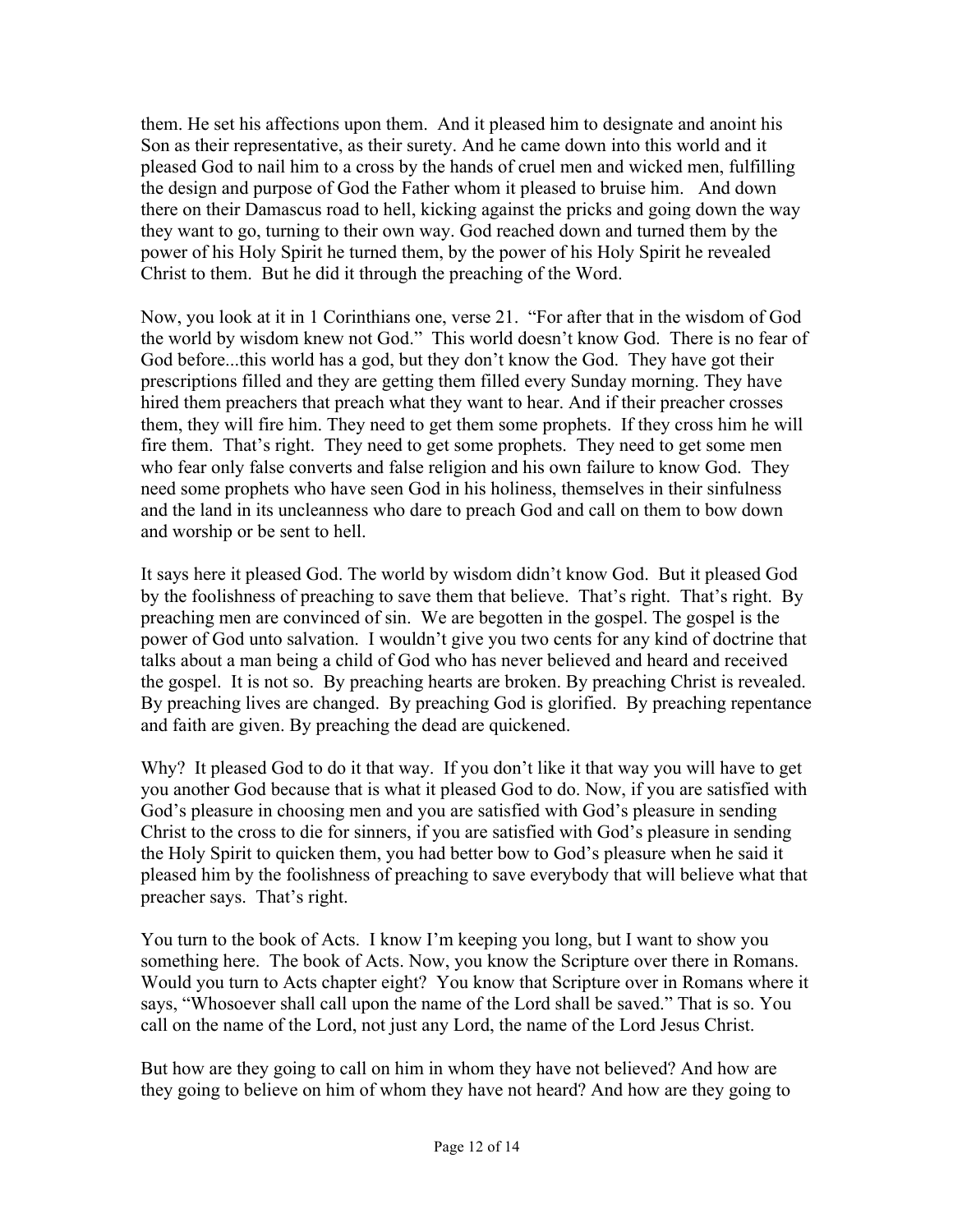them. He set his affections upon them. And it pleased him to designate and anoint his Son as their representative, as their surety. And he came down into this world and it pleased God to nail him to a cross by the hands of cruel men and wicked men, fulfilling the design and purpose of God the Father whom it pleased to bruise him. And down there on their Damascus road to hell, kicking against the pricks and going down the way they want to go, turning to their own way. God reached down and turned them by the power of his Holy Spirit he turned them, by the power of his Holy Spirit he revealed Christ to them. But he did it through the preaching of the Word.

Now, you look at it in 1 Corinthians one, verse 21. "For after that in the wisdom of God the world by wisdom knew not God." This world doesn't know God. There is no fear of God before...this world has a god, but they don't know the God. They have got their prescriptions filled and they are getting them filled every Sunday morning. They have hired them preachers that preach what they want to hear. And if their preacher crosses them, they will fire him. They need to get them some prophets. If they cross him he will fire them. That's right. They need to get some prophets. They need to get some men who fear only false converts and false religion and his own failure to know God. They need some prophets who have seen God in his holiness, themselves in their sinfulness and the land in its uncleanness who dare to preach God and call on them to bow down and worship or be sent to hell.

It says here it pleased God. The world by wisdom didn't know God. But it pleased God by the foolishness of preaching to save them that believe. That's right. That's right. By preaching men are convinced of sin. We are begotten in the gospel. The gospel is the power of God unto salvation. I wouldn't give you two cents for any kind of doctrine that talks about a man being a child of God who has never believed and heard and received the gospel. It is not so. By preaching hearts are broken. By preaching Christ is revealed. By preaching lives are changed. By preaching God is glorified. By preaching repentance and faith are given. By preaching the dead are quickened.

Why? It pleased God to do it that way. If you don't like it that way you will have to get you another God because that is what it pleased God to do. Now, if you are satisfied with God's pleasure in choosing men and you are satisfied with God's pleasure in sending Christ to the cross to die for sinners, if you are satisfied with God's pleasure in sending the Holy Spirit to quicken them, you had better bow to God's pleasure when he said it pleased him by the foolishness of preaching to save everybody that will believe what that preacher says. That's right.

You turn to the book of Acts. I know I'm keeping you long, but I want to show you something here. The book of Acts. Now, you know the Scripture over there in Romans. Would you turn to Acts chapter eight? You know that Scripture over in Romans where it says, "Whosoever shall call upon the name of the Lord shall be saved." That is so. You call on the name of the Lord, not just any Lord, the name of the Lord Jesus Christ.

But how are they going to call on him in whom they have not believed? And how are they going to believe on him of whom they have not heard? And how are they going to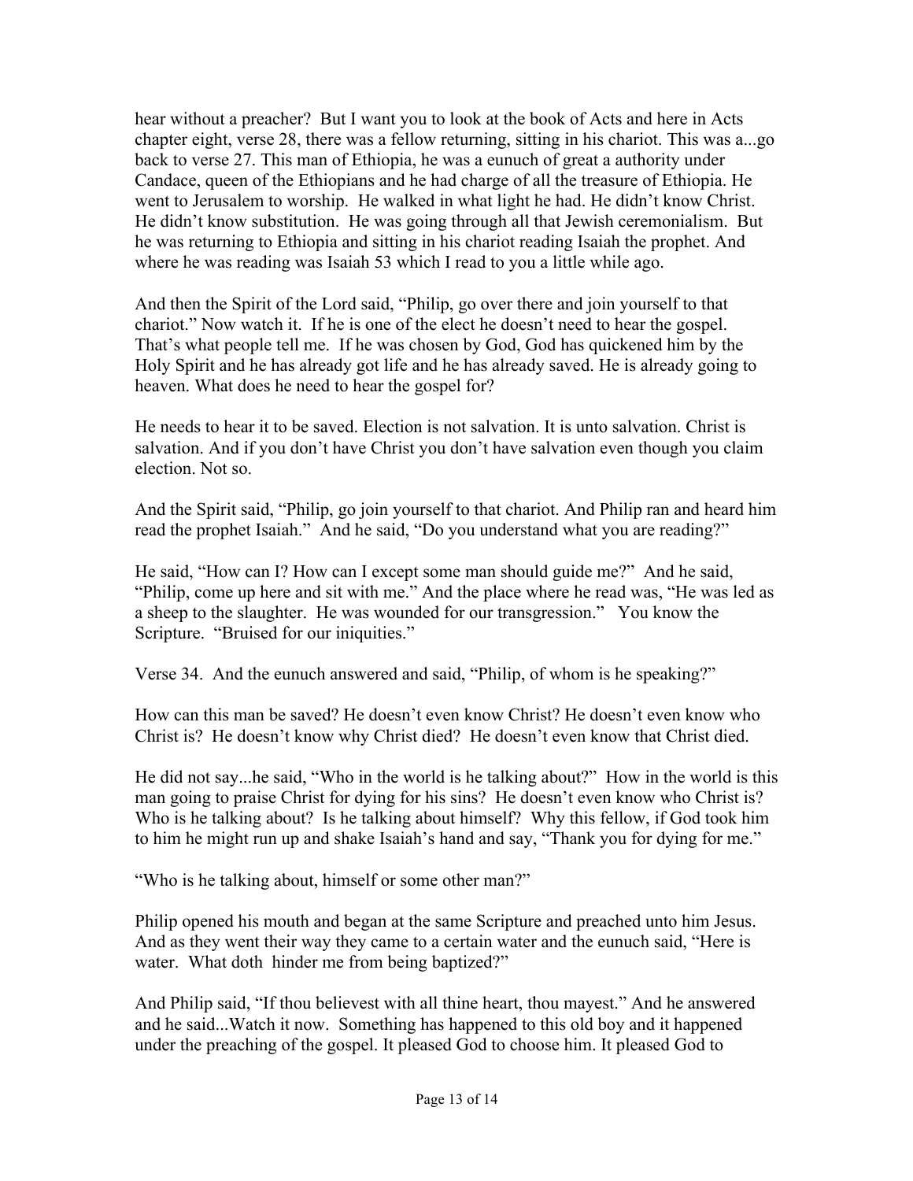hear without a preacher? But I want you to look at the book of Acts and here in Acts chapter eight, verse 28, there was a fellow returning, sitting in his chariot. This was a...go back to verse 27. This man of Ethiopia, he was a eunuch of great a authority under Candace, queen of the Ethiopians and he had charge of all the treasure of Ethiopia. He went to Jerusalem to worship. He walked in what light he had. He didn't know Christ. He didn't know substitution. He was going through all that Jewish ceremonialism. But he was returning to Ethiopia and sitting in his chariot reading Isaiah the prophet. And where he was reading was Isaiah 53 which I read to you a little while ago.

And then the Spirit of the Lord said, "Philip, go over there and join yourself to that chariot." Now watch it. If he is one of the elect he doesn't need to hear the gospel. That's what people tell me. If he was chosen by God, God has quickened him by the Holy Spirit and he has already got life and he has already saved. He is already going to heaven. What does he need to hear the gospel for?

He needs to hear it to be saved. Election is not salvation. It is unto salvation. Christ is salvation. And if you don't have Christ you don't have salvation even though you claim election. Not so.

And the Spirit said, "Philip, go join yourself to that chariot. And Philip ran and heard him read the prophet Isaiah." And he said, "Do you understand what you are reading?"

He said, "How can I? How can I except some man should guide me?" And he said, "Philip, come up here and sit with me." And the place where he read was, "He was led as a sheep to the slaughter. He was wounded for our transgression." You know the Scripture. "Bruised for our iniquities."

Verse 34. And the eunuch answered and said, "Philip, of whom is he speaking?"

How can this man be saved? He doesn't even know Christ? He doesn't even know who Christ is? He doesn't know why Christ died? He doesn't even know that Christ died.

He did not say...he said, "Who in the world is he talking about?" How in the world is this man going to praise Christ for dying for his sins? He doesn't even know who Christ is? Who is he talking about? Is he talking about himself? Why this fellow, if God took him to him he might run up and shake Isaiah's hand and say, "Thank you for dying for me."

"Who is he talking about, himself or some other man?"

Philip opened his mouth and began at the same Scripture and preached unto him Jesus. And as they went their way they came to a certain water and the eunuch said, "Here is water. What doth hinder me from being baptized?"

And Philip said, "If thou believest with all thine heart, thou mayest." And he answered and he said...Watch it now. Something has happened to this old boy and it happened under the preaching of the gospel. It pleased God to choose him. It pleased God to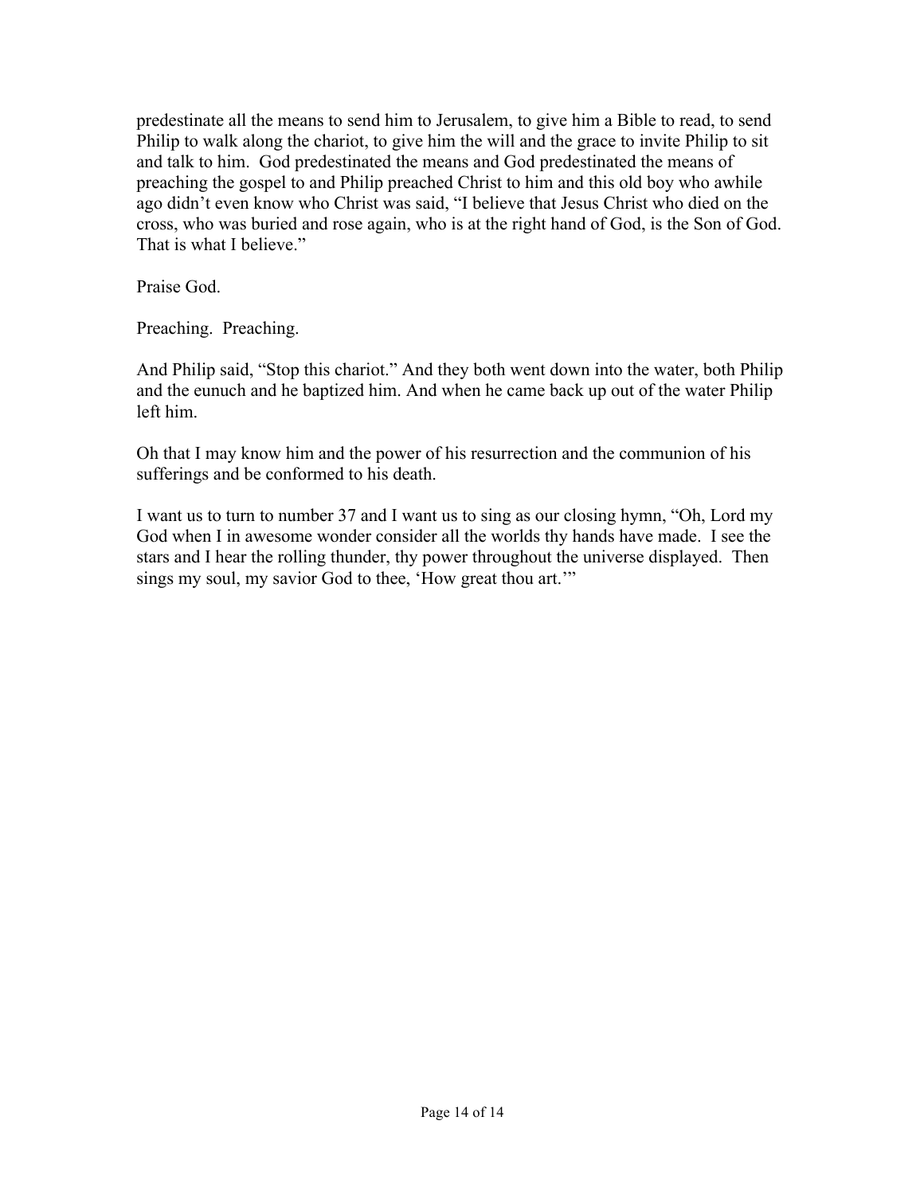predestinate all the means to send him to Jerusalem, to give him a Bible to read, to send Philip to walk along the chariot, to give him the will and the grace to invite Philip to sit and talk to him. God predestinated the means and God predestinated the means of preaching the gospel to and Philip preached Christ to him and this old boy who awhile ago didn't even know who Christ was said, "I believe that Jesus Christ who died on the cross, who was buried and rose again, who is at the right hand of God, is the Son of God. That is what I believe."

Praise God.

Preaching. Preaching.

And Philip said, "Stop this chariot." And they both went down into the water, both Philip and the eunuch and he baptized him. And when he came back up out of the water Philip left him.

Oh that I may know him and the power of his resurrection and the communion of his sufferings and be conformed to his death.

I want us to turn to number 37 and I want us to sing as our closing hymn, "Oh, Lord my God when I in awesome wonder consider all the worlds thy hands have made. I see the stars and I hear the rolling thunder, thy power throughout the universe displayed. Then sings my soul, my savior God to thee, 'How great thou art.'"